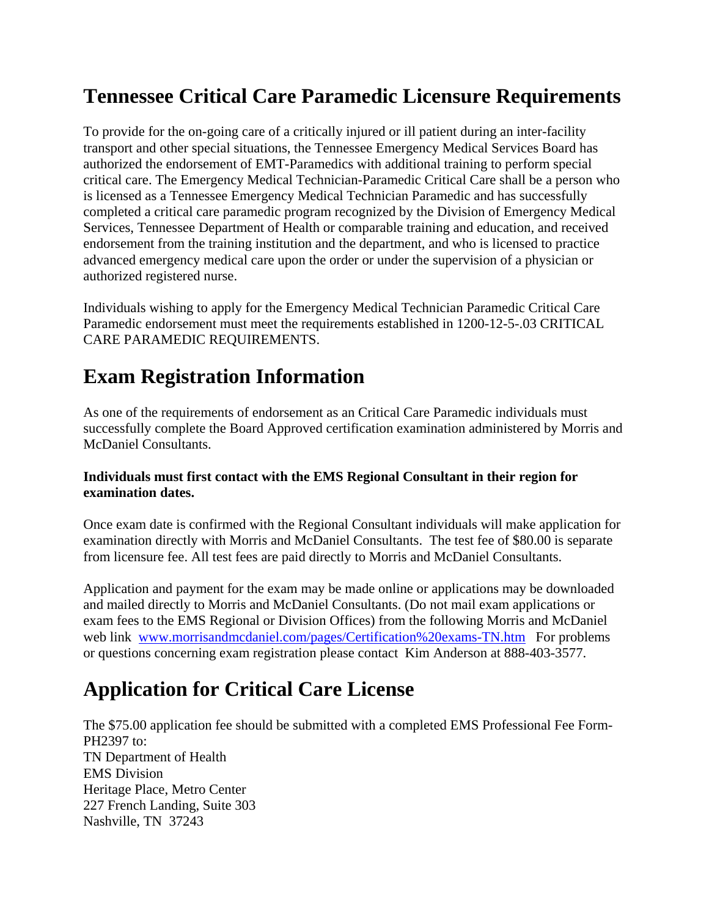# Tennessee Critical Care Paramedic Licensure Requirements

To provide for the on-going care of a critically injured or ill patient during an inter-facility transport and other special situations, the Tennessee Emergency Medical Services Board has authorized the endorsement of EMT-Paramedics with additional training to perform special critical care. The Emergency Medical Technician-Paramedic Critical Care shall be a person who is licensed as a Tennessee Emergency Medical Technician Paramedic and has successfully completed a critical care paramedic program recognized by the Division of Emergency Medical Services, Tennessee Department of Health or comparable training and education, and received endorsement from the training institution and the department, and who is licensed to practice advanced emergency medical care upon the order or under the supervision of a physician or authorized registered nurse.

Individuals wishing to apply for the Emergency Medical Technician Paramedic Critical Care Paramedic endorsement must meet the requirements established in 1200-12-5-.03 CRITICAL CARE PARAMEDIC REQUIREMENTS.

# Exam Registration Information

As one of the requirements of endorsement as an Critical Care Paramedic individuals must successfully complete the Board Approved certification examination administered by Morris and McDaniel Consultants.

**Individuals must first contact with the EMS Regional Consultant in their region for examination dates.**

Once exam date is confirmed with the Regional Consultant individuals will make application for examination directly with Morris and McDaniel Consultants. The test fee of $80.00 is separate from licensure fee. All test fees are paid directly to Morris and McDaniel Consultants.

Application and payment for the exam may be made online or applications may be downloaded and mailed directly to Morris and McDaniel Consultants. (Do not mail exam applications or exam fees to the EMS Regional or Division Offices) from the following Morris and McDaniel web link [www.morrisandmcdaniel.com/pages/Certification%20exams-TN.htm](www.morrisandmcdaniel.com/pages/Certification%20exams-TN.htm) For problems or questions concerning exam registration please contact Kim Anderson at 888-403-3577.

# Application for Critical Care License

The $75.00 application fee should be submitted with a completed EMS Professional Fee Form-PH2397 to:
TN Department of Health
EMS Division
Heritage Place, Metro Center
227 French Landing, Suite 303
Nashville, TN 37243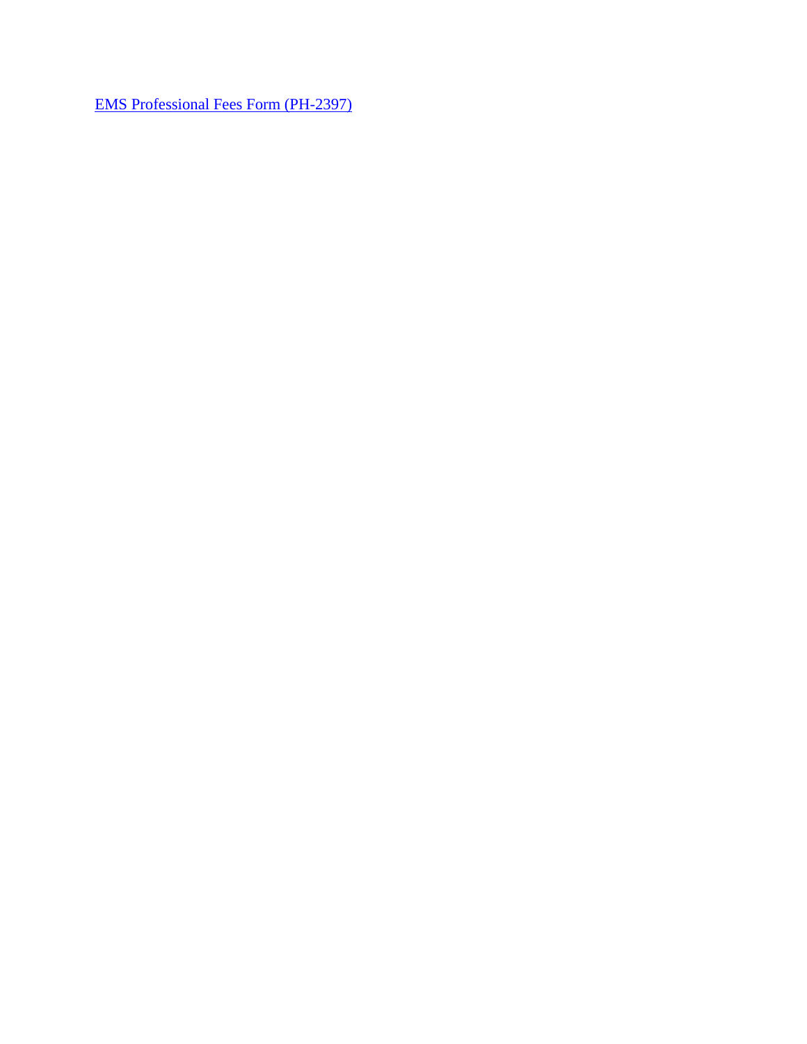EMS Professional Fees Form (PH-2397)